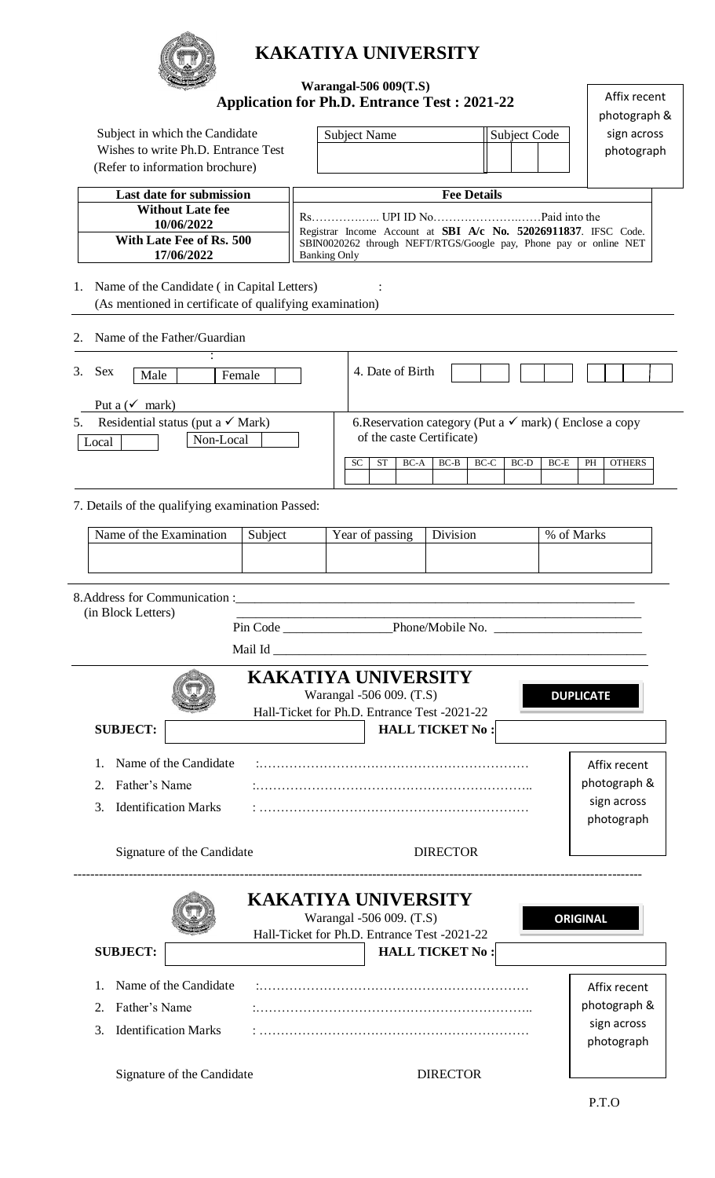# KAKATIYA UNIVERSITY

**Warangal-506 009(T.S)**

**Application for Ph.D. Entrance Test : 2021-22**

Affix recent photograph & sign across photograph

Subject in which the Candidate Wishes to write Ph.D. Entrance Test (Refer to information brochure)

| Subject Name | Subject Code |
|---|---|
| | |

| Last date for submission | Fee Details |
|---|---|
| **Without Late fee** **10/06/2022** **With Late Fee of Rs. 500** **17/06/2022** | Rs…………….. UPI ID No……………………….Paid into the Registrar Income Account at **SBI A/c No. 52026911837**. IFSC Code. SBIN0020262 through NEFT/RTGS/Google pay, Phone pay or online NET Banking Only |

1. Name of the Candidate ( in Capital Letters) :
   (As mentioned in certificate of qualifying examination)

2. Name of the Father/Guardian
   :

3. Sex &nbsp; Male [ ] &nbsp; Female [ ]
   Put a (✓ mark)

4. Date of Birth [ ][ ] [ ][ ] [ ][ ][ ]

5. Residential status (put a ✓ Mark)
   Local [ ] &nbsp; Non-Local [ ]

6. Reservation category (Put a ✓ mark) ( Enclose a copy of the caste Certificate)

| SC | ST | BC-A | BC-B | BC-C | BC-D | BC-E | PH | OTHERS |
|---|---|---|---|---|---|---|---|---|
| | | | | | | | | |

7. Details of the qualifying examination Passed:

| Name of the Examination | Subject | Year of passing | Division | % of Marks |
|---|---|---|---|---|
| | | | | |

8. Address for Communication :\_\_\_\_\_\_\_\_\_\_\_\_\_\_\_\_\_\_\_\_\_\_\_\_\_\_\_\_\_\_\_\_\_\_\_\_\_\_\_\_\_\_\_\_\_
   (in Block Letters) \_\_\_\_\_\_\_\_\_\_\_\_\_\_\_\_\_\_\_\_\_\_\_\_\_\_\_\_\_\_\_\_\_\_\_\_\_\_\_\_\_\_\_\_\_
   Pin Code \_\_\_\_\_\_\_\_\_\_\_\_\_\_\_\_Phone/Mobile No. \_\_\_\_\_\_\_\_\_\_\_\_\_\_\_\_\_\_\_\_\_\_
   Mail Id \_\_\_\_\_\_\_\_\_\_\_\_\_\_\_\_\_\_\_\_\_\_\_\_\_\_\_\_\_\_\_\_\_\_\_\_\_\_\_\_\_\_\_\_\_\_\_\_\_\_\_\_\_\_\_\_\_\_\_\_

---

## KAKATIYA UNIVERSITY

Warangal -506 009. (T.S)

Hall-Ticket for Ph.D. Entrance Test -2021-22

**DUPLICATE**

**SUBJECT:** &nbsp; **HALL TICKET No :**

1. Name of the Candidate :………………………………………………………
2. Father's Name :………………………………………………………..
3. Identification Marks : ………………………………………………………

Affix recent photograph & sign across photograph

Signature of the Candidate &nbsp;&nbsp;&nbsp; DIRECTOR

---

## KAKATIYA UNIVERSITY

Warangal -506 009. (T.S)

Hall-Ticket for Ph.D. Entrance Test -2021-22

**ORIGINAL**

**SUBJECT:** &nbsp; **HALL TICKET No :**

1. Name of the Candidate :………………………………………………………
2. Father's Name :………………………………………………………..
3. Identification Marks : ………………………………………………………

Affix recent photograph & sign across photograph

Signature of the Candidate &nbsp;&nbsp;&nbsp; DIRECTOR

P.T.O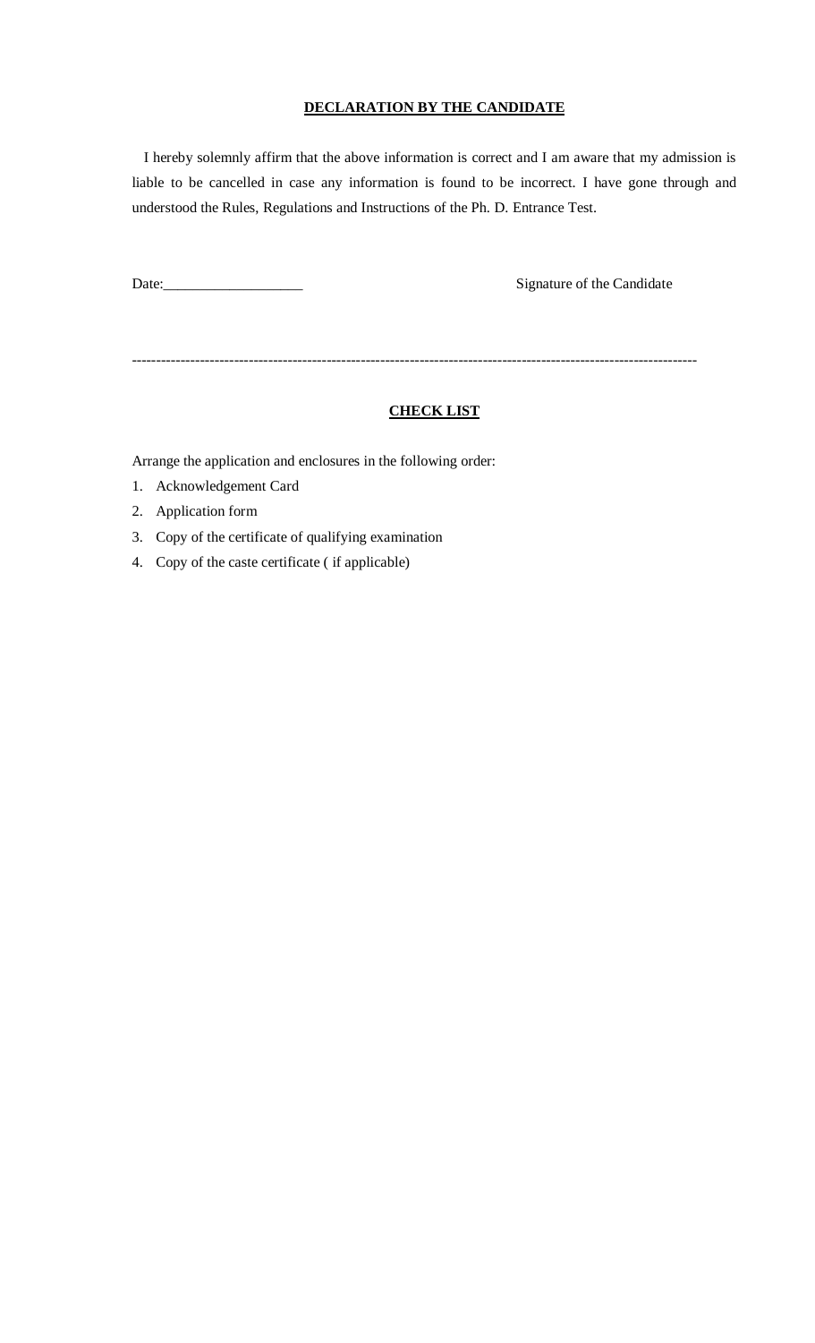## DECLARATION BY THE CANDIDATE

I hereby solemnly affirm that the above information is correct and I am aware that my admission is liable to be cancelled in case any information is found to be incorrect. I have gone through and understood the Rules, Regulations and Instructions of the Ph. D. Entrance Test.

Date:___________________ Signature of the Candidate

---

## CHECK LIST

Arrange the application and enclosures in the following order:

1. Acknowledgement Card
2. Application form
3. Copy of the certificate of qualifying examination
4. Copy of the caste certificate ( if applicable)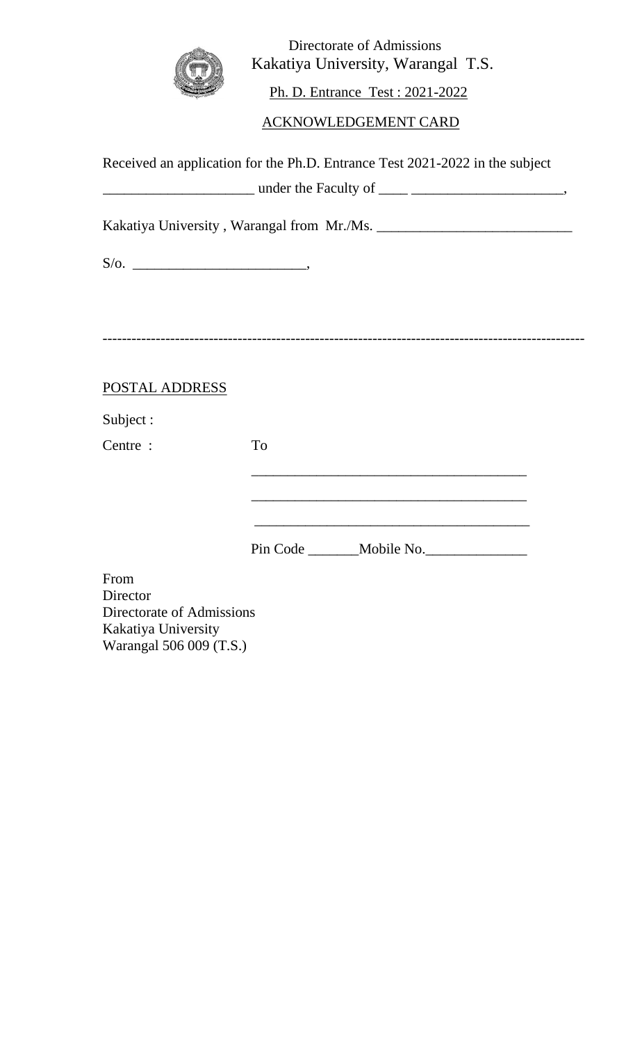Directorate of Admissions
Kakatiya University, Warangal T.S.

Ph. D. Entrance Test : 2021-2022

ACKNOWLEDGEMENT CARD

Received an application for the Ph.D. Entrance Test 2021-2022 in the subject ____________________ under the Faculty of ____ ____________________, Kakatiya University , Warangal from Mr./Ms. __________________________

S/o. _______________________,

---

POSTAL ADDRESS

Subject :

Centre : To

_____________________________________

_____________________________________

_____________________________________

Pin Code _______Mobile No.______________

From
Director
Directorate of Admissions
Kakatiya University
Warangal 506 009 (T.S.)